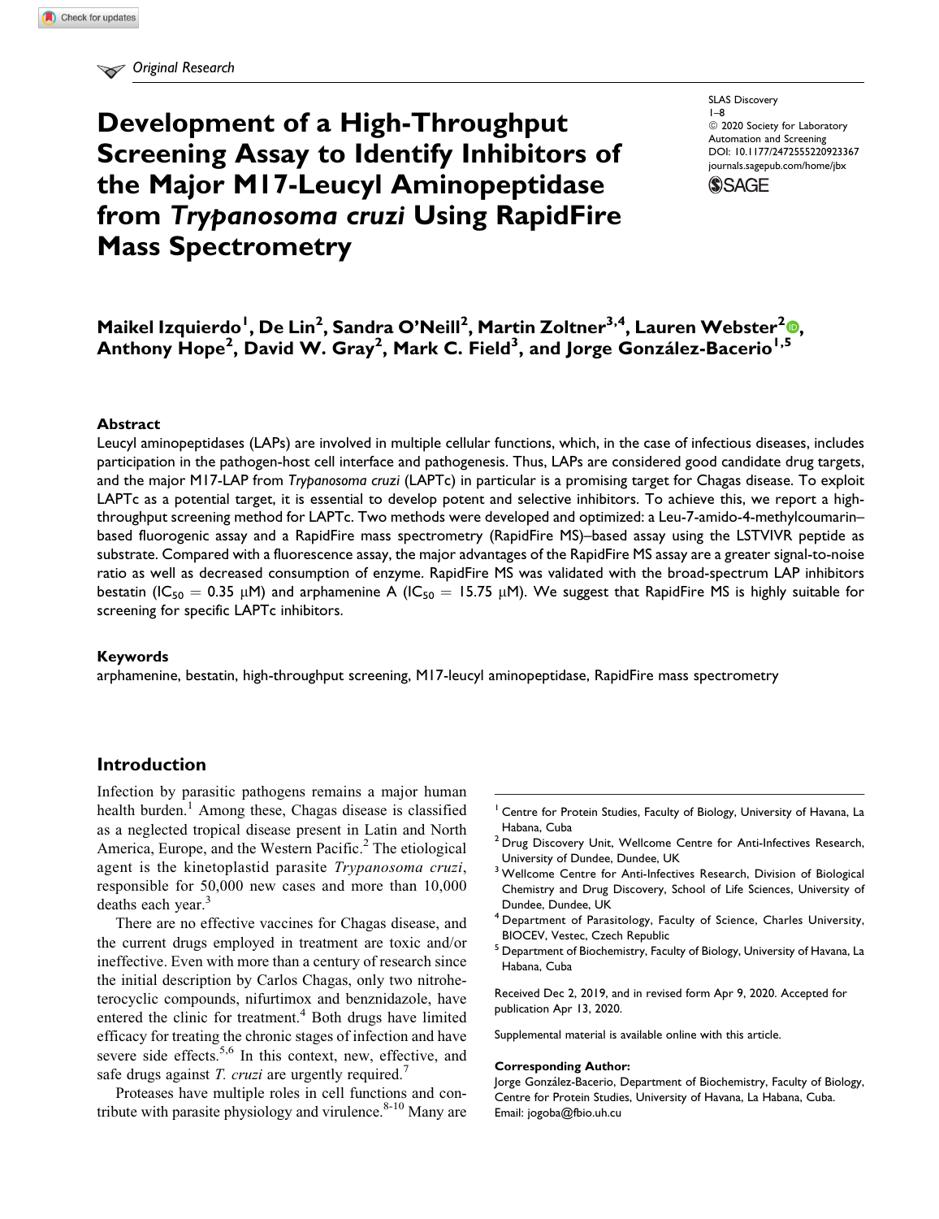Original Research

# Development of a High-Throughput Screening Assay to Identify Inhibitors of the Major M17-Leucyl Aminopeptidase from *Trypanosoma cruzi* Using RapidFire Mass Spectrometry

SLAS Discovery
1–8
© 2020 Society for Laboratory Automation and Screening
DOI: 10.1177/2472555220923367
journals.sagepub.com/home/jbx

**Maikel Izquierdo[1], De Lin[2], Sandra O'Neill[2], Martin Zoltner[3,4], Lauren Webster[2], Anthony Hope[2], David W. Gray[2], Mark C. Field[3], and Jorge González-Bacerio[1,5]**

## Abstract

Leucyl aminopeptidases (LAPs) are involved in multiple cellular functions, which, in the case of infectious diseases, includes participation in the pathogen-host cell interface and pathogenesis. Thus, LAPs are considered good candidate drug targets, and the major M17-LAP from *Trypanosoma cruzi* (LAPTc) in particular is a promising target for Chagas disease. To exploit LAPTc as a potential target, it is essential to develop potent and selective inhibitors. To achieve this, we report a high-throughput screening method for LAPTc. Two methods were developed and optimized: a Leu-7-amido-4-methylcoumarin–based fluorogenic assay and a RapidFire mass spectrometry (RapidFire MS)–based assay using the LSTVIVR peptide as substrate. Compared with a fluorescence assay, the major advantages of the RapidFire MS assay are a greater signal-to-noise ratio as well as decreased consumption of enzyme. RapidFire MS was validated with the broad-spectrum LAP inhibitors bestatin ($IC_{50}$ = 0.35 μM) and arphamenine A ($IC_{50}$ = 15.75 μM). We suggest that RapidFire MS is highly suitable for screening for specific LAPTc inhibitors.

### Keywords

arphamenine, bestatin, high-throughput screening, M17-leucyl aminopeptidase, RapidFire mass spectrometry

## Introduction

Infection by parasitic pathogens remains a major human health burden.[1] Among these, Chagas disease is classified as a neglected tropical disease present in Latin and North America, Europe, and the Western Pacific.[2] The etiological agent is the kinetoplastid parasite *Trypanosoma cruzi*, responsible for 50,000 new cases and more than 10,000 deaths each year.[3]

There are no effective vaccines for Chagas disease, and the current drugs employed in treatment are toxic and/or ineffective. Even with more than a century of research since the initial description by Carlos Chagas, only two nitroheterocyclic compounds, nifurtimox and benznidazole, have entered the clinic for treatment.[4] Both drugs have limited efficacy for treating the chronic stages of infection and have severe side effects.[5,6] In this context, new, effective, and safe drugs against *T. cruzi* are urgently required.[7]

Proteases have multiple roles in cell functions and contribute with parasite physiology and virulence.[8-10] Many are

[1] Centre for Protein Studies, Faculty of Biology, University of Havana, La Habana, Cuba
[2] Drug Discovery Unit, Wellcome Centre for Anti-Infectives Research, University of Dundee, Dundee, UK
[3] Wellcome Centre for Anti-Infectives Research, Division of Biological Chemistry and Drug Discovery, School of Life Sciences, University of Dundee, Dundee, UK
[4] Department of Parasitology, Faculty of Science, Charles University, BIOCEV, Vestec, Czech Republic
[5] Department of Biochemistry, Faculty of Biology, University of Havana, La Habana, Cuba

Received Dec 2, 2019, and in revised form Apr 9, 2020. Accepted for publication Apr 13, 2020.

Supplemental material is available online with this article.

**Corresponding Author:**
Jorge González-Bacerio, Department of Biochemistry, Faculty of Biology, Centre for Protein Studies, University of Havana, La Habana, Cuba.
Email: jogoba@fbio.uh.cu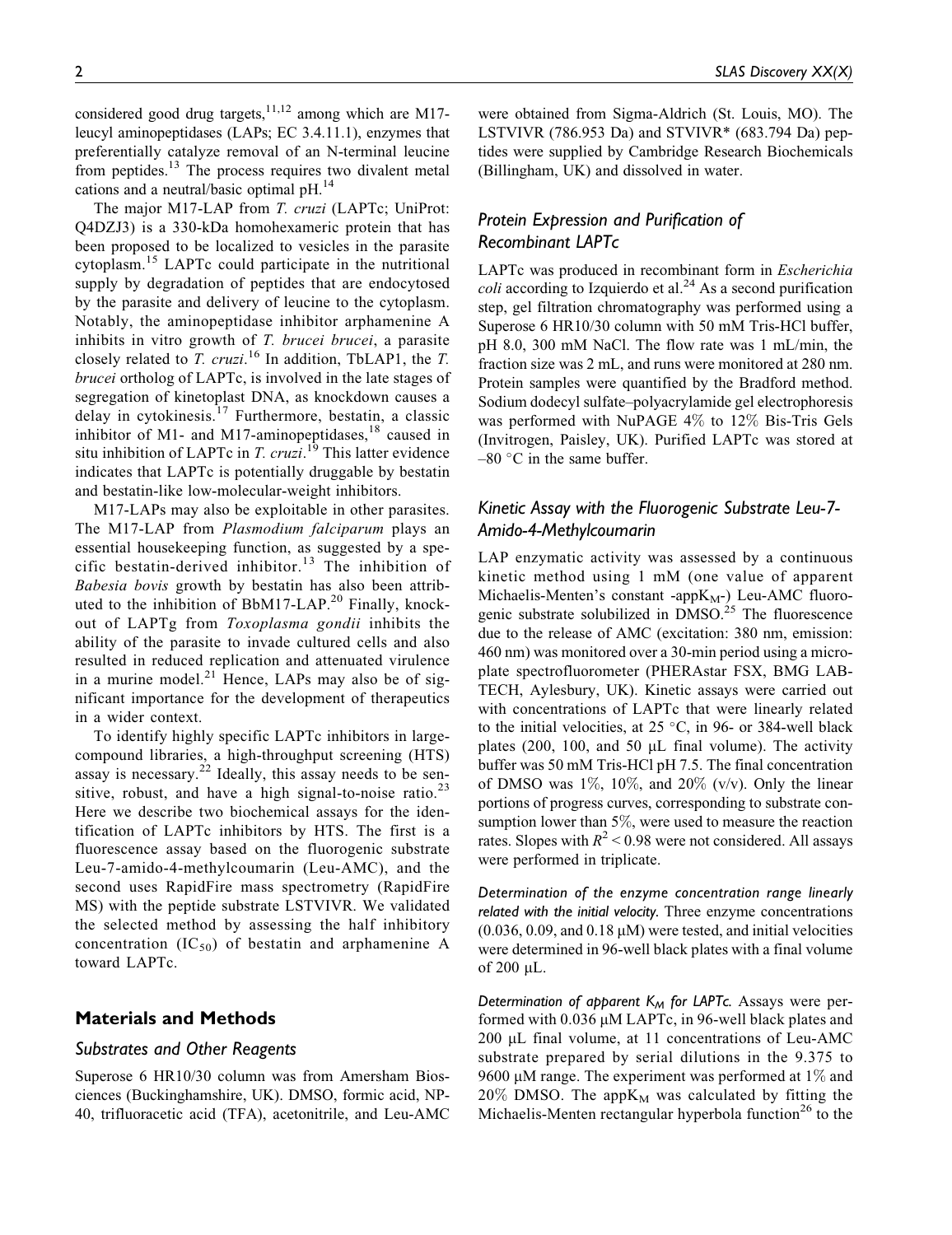considered good drug targets,[11,12] among which are M17-leucyl aminopeptidases (LAPs; EC 3.4.11.1), enzymes that preferentially catalyze removal of an N-terminal leucine from peptides.[13] The process requires two divalent metal cations and a neutral/basic optimal pH.[14]

The major M17-LAP from *T. cruzi* (LAPTc; UniProt: Q4DZJ3) is a 330-kDa homohexameric protein that has been proposed to be localized to vesicles in the parasite cytoplasm.[15] LAPTc could participate in the nutritional supply by degradation of peptides that are endocytosed by the parasite and delivery of leucine to the cytoplasm. Notably, the aminopeptidase inhibitor arphamenine A inhibits in vitro growth of *T. brucei brucei*, a parasite closely related to *T. cruzi*.[16] In addition, TbLAP1, the *T. brucei* ortholog of LAPTc, is involved in the late stages of segregation of kinetoplast DNA, as knockdown causes a delay in cytokinesis.[17] Furthermore, bestatin, a classic inhibitor of M1- and M17-aminopeptidases,[18] caused in situ inhibition of LAPTc in *T. cruzi*.[19] This latter evidence indicates that LAPTc is potentially druggable by bestatin and bestatin-like low-molecular-weight inhibitors.

M17-LAPs may also be exploitable in other parasites. The M17-LAP from *Plasmodium falciparum* plays an essential housekeeping function, as suggested by a specific bestatin-derived inhibitor.[13] The inhibition of *Babesia bovis* growth by bestatin has also been attributed to the inhibition of BbM17-LAP.[20] Finally, knockout of LAPTg from *Toxoplasma gondii* inhibits the ability of the parasite to invade cultured cells and also resulted in reduced replication and attenuated virulence in a murine model.[21] Hence, LAPs may also be of significant importance for the development of therapeutics in a wider context.

To identify highly specific LAPTc inhibitors in large-compound libraries, a high-throughput screening (HTS) assay is necessary.[22] Ideally, this assay needs to be sensitive, robust, and have a high signal-to-noise ratio.[23] Here we describe two biochemical assays for the identification of LAPTc inhibitors by HTS. The first is a fluorescence assay based on the fluorogenic substrate Leu-7-amido-4-methylcoumarin (Leu-AMC), and the second uses RapidFire mass spectrometry (RapidFire MS) with the peptide substrate LSTVIVR. We validated the selected method by assessing the half inhibitory concentration ($IC_{50}$) of bestatin and arphamenine A toward LAPTc.

## Materials and Methods

### Substrates and Other Reagents

Superose 6 HR10/30 column was from Amersham Biosciences (Buckinghamshire, UK). DMSO, formic acid, NP-40, trifluoracetic acid (TFA), acetonitrile, and Leu-AMC were obtained from Sigma-Aldrich (St. Louis, MO). The LSTVIVR (786.953 Da) and STVIVR* (683.794 Da) peptides were supplied by Cambridge Research Biochemicals (Billingham, UK) and dissolved in water.

### Protein Expression and Purification of Recombinant LAPTc

LAPTc was produced in recombinant form in *Escherichia coli* according to Izquierdo et al.[24] As a second purification step, gel filtration chromatography was performed using a Superose 6 HR10/30 column with 50 mM Tris-HCl buffer, pH 8.0, 300 mM NaCl. The flow rate was 1 mL/min, the fraction size was 2 mL, and runs were monitored at 280 nm. Protein samples were quantified by the Bradford method. Sodium dodecyl sulfate–polyacrylamide gel electrophoresis was performed with NuPAGE 4% to 12% Bis-Tris Gels (Invitrogen, Paisley, UK). Purified LAPTc was stored at –80 °C in the same buffer.

### Kinetic Assay with the Fluorogenic Substrate Leu-7-Amido-4-Methylcoumarin

LAP enzymatic activity was assessed by a continuous kinetic method using 1 mM (one value of apparent Michaelis-Menten's constant -app$K_M$-) Leu-AMC fluorogenic substrate solubilized in DMSO.[25] The fluorescence due to the release of AMC (excitation: 380 nm, emission: 460 nm) was monitored over a 30-min period using a microplate spectrofluorometer (PHERAstar FSX, BMG LABTECH, Aylesbury, UK). Kinetic assays were carried out with concentrations of LAPTc that were linearly related to the initial velocities, at 25 °C, in 96- or 384-well black plates (200, 100, and 50 µL final volume). The activity buffer was 50 mM Tris-HCl pH 7.5. The final concentration of DMSO was 1%, 10%, and 20% (v/v). Only the linear portions of progress curves, corresponding to substrate consumption lower than 5%, were used to measure the reaction rates. Slopes with $R^2 < 0.98$ were not considered. All assays were performed in triplicate.

*Determination of the enzyme concentration range linearly related with the initial velocity.* Three enzyme concentrations (0.036, 0.09, and 0.18 µM) were tested, and initial velocities were determined in 96-well black plates with a final volume of 200 µL.

*Determination of apparent $K_M$ for LAPTc.* Assays were performed with 0.036 µM LAPTc, in 96-well black plates and 200 µL final volume, at 11 concentrations of Leu-AMC substrate prepared by serial dilutions in the 9.375 to 9600 µM range. The experiment was performed at 1% and 20% DMSO. The app$K_M$ was calculated by fitting the Michaelis-Menten rectangular hyperbola function[26] to the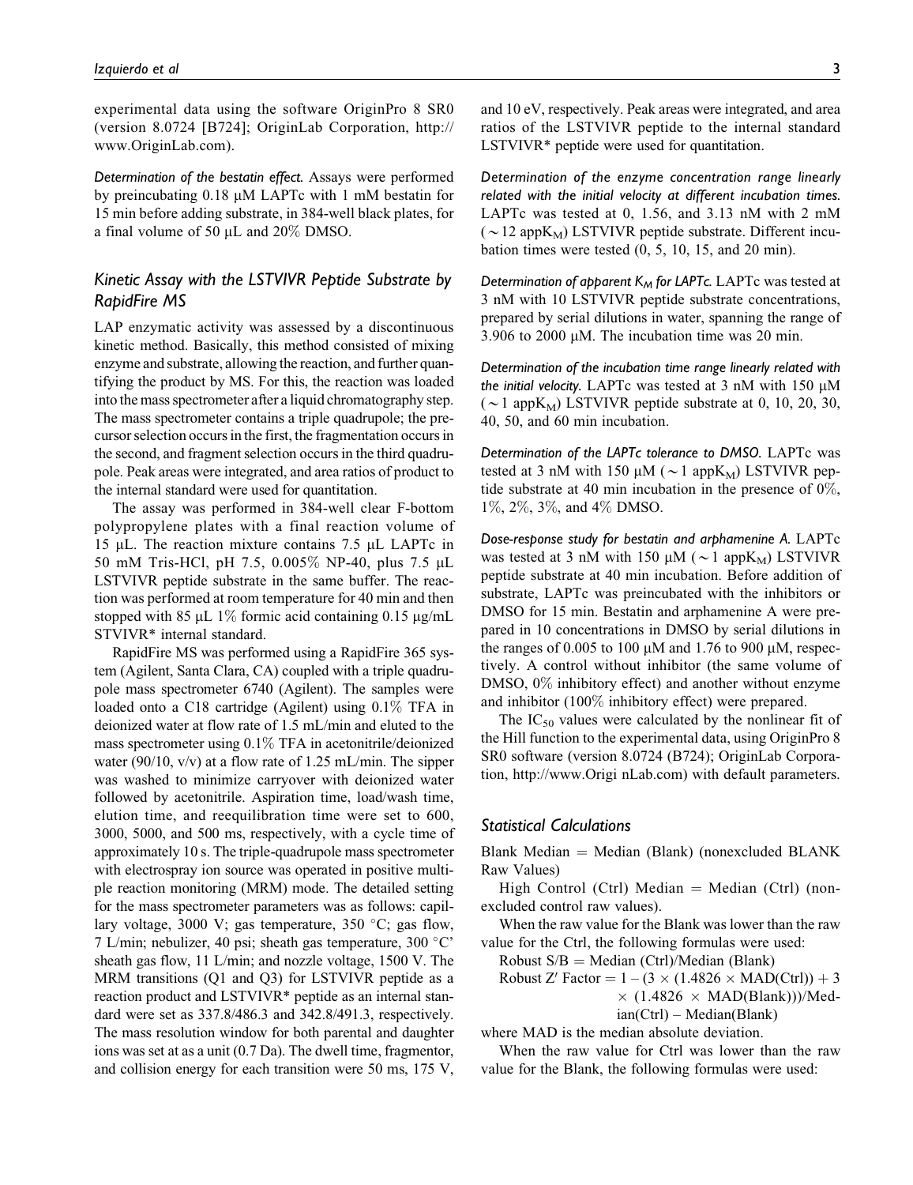experimental data using the software OriginPro 8 SR0 (version 8.0724 [B724]; OriginLab Corporation, http://www.OriginLab.com).

*Determination of the bestatin effect.* Assays were performed by preincubating 0.18 μM LAPTc with 1 mM bestatin for 15 min before adding substrate, in 384-well black plates, for a final volume of 50 μL and 20% DMSO.

### Kinetic Assay with the LSTVIVR Peptide Substrate by RapidFire MS

LAP enzymatic activity was assessed by a discontinuous kinetic method. Basically, this method consisted of mixing enzyme and substrate, allowing the reaction, and further quantifying the product by MS. For this, the reaction was loaded into the mass spectrometer after a liquid chromatography step. The mass spectrometer contains a triple quadrupole; the precursor selection occurs in the first, the fragmentation occurs in the second, and fragment selection occurs in the third quadrupole. Peak areas were integrated, and area ratios of product to the internal standard were used for quantitation.

The assay was performed in 384-well clear F-bottom polypropylene plates with a final reaction volume of 15 μL. The reaction mixture contains 7.5 μL LAPTc in 50 mM Tris-HCl, pH 7.5, 0.005% NP-40, plus 7.5 μL LSTVIVR peptide substrate in the same buffer. The reaction was performed at room temperature for 40 min and then stopped with 85 μL 1% formic acid containing 0.15 μg/mL STVIVR* internal standard.

RapidFire MS was performed using a RapidFire 365 system (Agilent, Santa Clara, CA) coupled with a triple quadrupole mass spectrometer 6740 (Agilent). The samples were loaded onto a C18 cartridge (Agilent) using 0.1% TFA in deionized water at flow rate of 1.5 mL/min and eluted to the mass spectrometer using 0.1% TFA in acetonitrile/deionized water (90/10, v/v) at a flow rate of 1.25 mL/min. The sipper was washed to minimize carryover with deionized water followed by acetonitrile. Aspiration time, load/wash time, elution time, and reequilibration time were set to 600, 3000, 5000, and 500 ms, respectively, with a cycle time of approximately 10 s. The triple-quadrupole mass spectrometer with electrospray ion source was operated in positive multiple reaction monitoring (MRM) mode. The detailed setting for the mass spectrometer parameters was as follows: capillary voltage, 3000 V; gas temperature, 350 °C; gas flow, 7 L/min; nebulizer, 40 psi; sheath gas temperature, 300 °C' sheath gas flow, 11 L/min; and nozzle voltage, 1500 V. The MRM transitions (Q1 and Q3) for LSTVIVR peptide as a reaction product and LSTVIVR* peptide as an internal standard were set as 337.8/486.3 and 342.8/491.3, respectively. The mass resolution window for both parental and daughter ions was set at as a unit (0.7 Da). The dwell time, fragmentor, and collision energy for each transition were 50 ms, 175 V, and 10 eV, respectively. Peak areas were integrated, and area ratios of the LSTVIVR peptide to the internal standard LSTVIVR* peptide were used for quantitation.

*Determination of the enzyme concentration range linearly related with the initial velocity at different incubation times.* LAPTc was tested at 0, 1.56, and 3.13 nM with 2 mM ($\sim$12 app$K_M$) LSTVIVR peptide substrate. Different incubation times were tested (0, 5, 10, 15, and 20 min).

*Determination of apparent $K_M$ for LAPTc.* LAPTc was tested at 3 nM with 10 LSTVIVR peptide substrate concentrations, prepared by serial dilutions in water, spanning the range of 3.906 to 2000 μM. The incubation time was 20 min.

*Determination of the incubation time range linearly related with the initial velocity.* LAPTc was tested at 3 nM with 150 μM ($\sim$1 app$K_M$) LSTVIVR peptide substrate at 0, 10, 20, 30, 40, 50, and 60 min incubation.

*Determination of the LAPTc tolerance to DMSO.* LAPTc was tested at 3 nM with 150 μM ($\sim$1 app$K_M$) LSTVIVR peptide substrate at 40 min incubation in the presence of 0%, 1%, 2%, 3%, and 4% DMSO.

*Dose-response study for bestatin and arphamenine A.* LAPTc was tested at 3 nM with 150 μM ($\sim$1 app$K_M$) LSTVIVR peptide substrate at 40 min incubation. Before addition of substrate, LAPTc was preincubated with the inhibitors or DMSO for 15 min. Bestatin and arphamenine A were prepared in 10 concentrations in DMSO by serial dilutions in the ranges of 0.005 to 100 μM and 1.76 to 900 μM, respectively. A control without inhibitor (the same volume of DMSO, 0% inhibitory effect) and another without enzyme and inhibitor (100% inhibitory effect) were prepared.

The $IC_{50}$ values were calculated by the nonlinear fit of the Hill function to the experimental data, using OriginPro 8 SR0 software (version 8.0724 (B724); OriginLab Corporation, http://www.Origi nLab.com) with default parameters.

### Statistical Calculations

Blank Median = Median (Blank) (nonexcluded BLANK Raw Values)

High Control (Ctrl) Median = Median (Ctrl) (nonexcluded control raw values).

When the raw value for the Blank was lower than the raw value for the Ctrl, the following formulas were used:

Robust S/B = Median (Ctrl)/Median (Blank)

Robust Z′ Factor = 1 – (3 × (1.4826 × MAD(Ctrl)) + 3 × (1.4826 × MAD(Blank)))/Median(Ctrl) – Median(Blank)

where MAD is the median absolute deviation.

When the raw value for Ctrl was lower than the raw value for the Blank, the following formulas were used: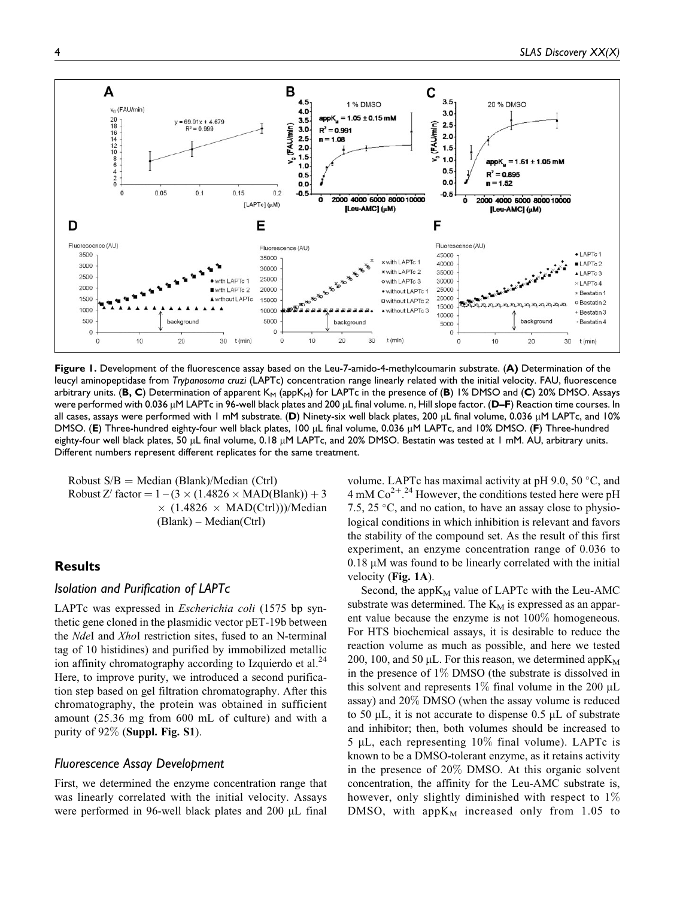**Figure 1.** Development of the fluorescence assay based on the Leu-7-amido-4-methylcoumarin substrate. (**A**) Determination of the leucyl aminopeptidase from *Trypanosoma cruzi* (LAPTc) concentration range linearly related with the initial velocity. FAU, fluorescence arbitrary units. (**B, C**) Determination of apparent $K_M$ (app$K_M$) for LAPTc in the presence of (**B**) 1% DMSO and (**C**) 20% DMSO. Assays were performed with 0.036 μM LAPTc in 96-well black plates and 200 μL final volume. n, Hill slope factor. (**D–F**) Reaction time courses. In all cases, assays were performed with 1 mM substrate. (**D**) Ninety-six well black plates, 200 μL final volume, 0.036 μM LAPTc, and 10% DMSO. (**E**) Three-hundred eighty-four well black plates, 100 μL final volume, 0.036 μM LAPTc, and 10% DMSO. (**F**) Three-hundred eighty-four well black plates, 50 μL final volume, 0.18 μM LAPTc, and 20% DMSO. Bestatin was tested at 1 mM. AU, arbitrary units. Different numbers represent different replicates for the same treatment.

$$\text{Robust S/B} = \text{Median (Blank)/Median (Ctrl)}$$

$$\text{Robust Z}' \text{ factor} = 1 - (3 \times (1.4826 \times \text{MAD(Blank)}) + 3 \times (1.4826 \times \text{MAD(Ctrl)}))/\text{Median (Blank)} - \text{Median(Ctrl)}$$

## Results

### Isolation and Purification of LAPTc

LAPTc was expressed in *Escherichia coli* (1575 bp synthetic gene cloned in the plasmidic vector pET-19b between the *Nde*I and *Xho*I restriction sites, fused to an N-terminal tag of 10 histidines) and purified by immobilized metallic ion affinity chromatography according to Izquierdo et al.[24] Here, to improve purity, we introduced a second purification step based on gel filtration chromatography. After this chromatography, the protein was obtained in sufficient amount (25.36 mg from 600 mL of culture) and with a purity of 92% (**Suppl. Fig. S1**).

### Fluorescence Assay Development

First, we determined the enzyme concentration range that was linearly correlated with the initial velocity. Assays were performed in 96-well black plates and 200 μL final volume. LAPTc has maximal activity at pH 9.0, 50 °C, and 4 mM $Co^{2+}$.[24] However, the conditions tested here were pH 7.5, 25 °C, and no cation, to have an assay close to physiological conditions in which inhibition is relevant and favors the stability of the compound set. As the result of this first experiment, an enzyme concentration range of 0.036 to 0.18 μM was found to be linearly correlated with the initial velocity (**Fig. 1A**).

Second, the app$K_M$ value of LAPTc with the Leu-AMC substrate was determined. The $K_M$ is expressed as an apparent value because the enzyme is not 100% homogeneous. For HTS biochemical assays, it is desirable to reduce the reaction volume as much as possible, and here we tested 200, 100, and 50 μL. For this reason, we determined app$K_M$ in the presence of 1% DMSO (the substrate is dissolved in this solvent and represents 1% final volume in the 200 μL assay) and 20% DMSO (when the assay volume is reduced to 50 μL, it is not accurate to dispense 0.5 μL of substrate and inhibitor; then, both volumes should be increased to 5 μL, each representing 10% final volume). LAPTc is known to be a DMSO-tolerant enzyme, as it retains activity in the presence of 20% DMSO. At this organic solvent concentration, the affinity for the Leu-AMC substrate is, however, only slightly diminished with respect to 1% DMSO, with app$K_M$ increased only from 1.05 to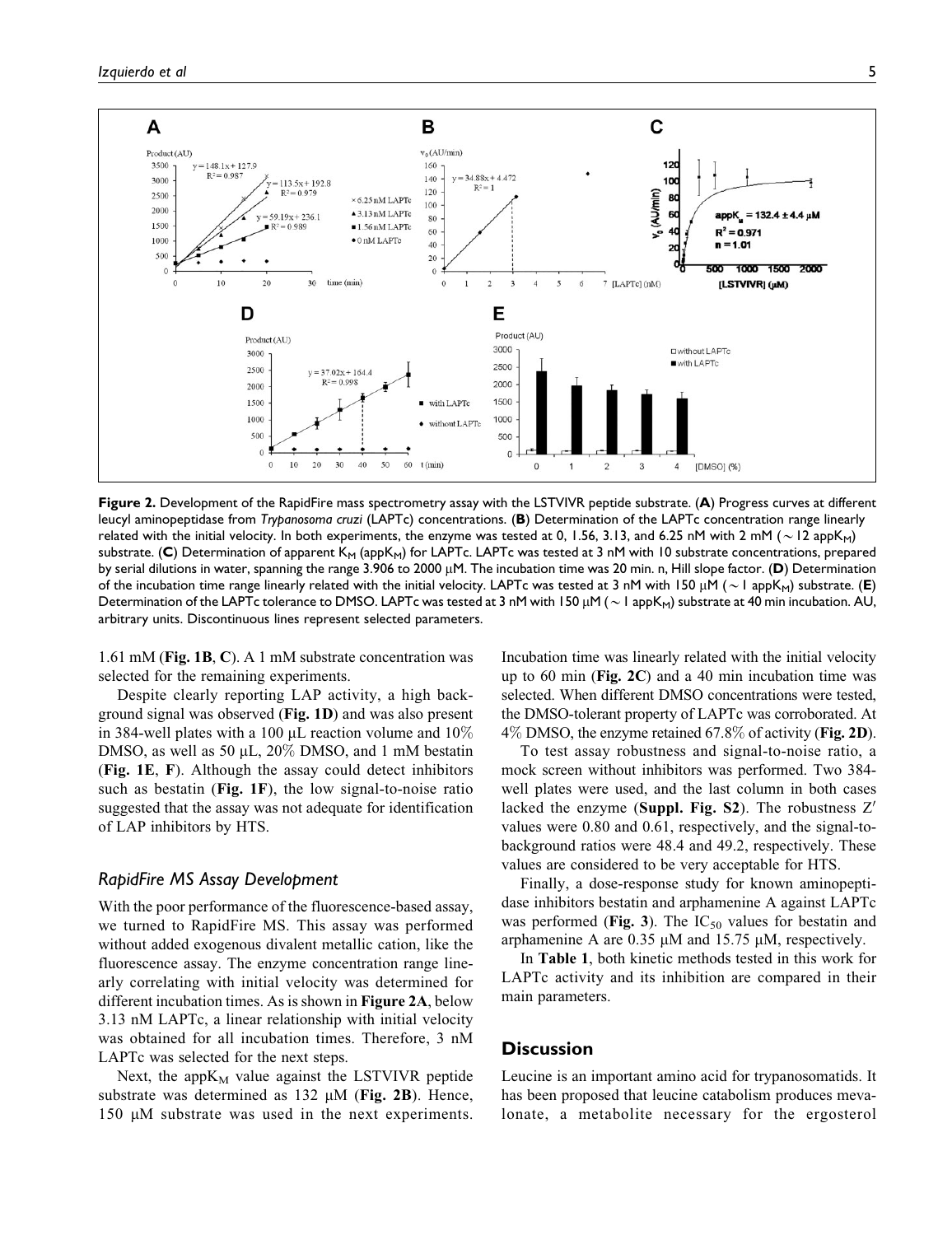**Figure 2.** Development of the RapidFire mass spectrometry assay with the LSTVIVR peptide substrate. (**A**) Progress curves at different leucyl aminopeptidase from *Trypanosoma cruzi* (LAPTc) concentrations. (**B**) Determination of the LAPTc concentration range linearly related with the initial velocity. In both experiments, the enzyme was tested at 0, 1.56, 3.13, and 6.25 nM with 2 mM ($\sim$12 app$K_M$) substrate. (**C**) Determination of apparent $K_M$ (app$K_M$) for LAPTc. LAPTc was tested at 3 nM with 10 substrate concentrations, prepared by serial dilutions in water, spanning the range 3.906 to 2000 μM. The incubation time was 20 min. n, Hill slope factor. (**D**) Determination of the incubation time range linearly related with the initial velocity. LAPTc was tested at 3 nM with 150 μM ($\sim$1 app$K_M$) substrate. (**E**) Determination of the LAPTc tolerance to DMSO. LAPTc was tested at 3 nM with 150 μM ($\sim$1 app$K_M$) substrate at 40 min incubation. AU, arbitrary units. Discontinuous lines represent selected parameters.

1.61 mM (**Fig. 1B**, **C**). A 1 mM substrate concentration was selected for the remaining experiments.

Despite clearly reporting LAP activity, a high background signal was observed (**Fig. 1D**) and was also present in 384-well plates with a 100 μL reaction volume and 10% DMSO, as well as 50 μL, 20% DMSO, and 1 mM bestatin (**Fig. 1E**, **F**). Although the assay could detect inhibitors such as bestatin (**Fig. 1F**), the low signal-to-noise ratio suggested that the assay was not adequate for identification of LAP inhibitors by HTS.

### *RapidFire MS Assay Development*

With the poor performance of the fluorescence-based assay, we turned to RapidFire MS. This assay was performed without added exogenous divalent metallic cation, like the fluorescence assay. The enzyme concentration range linearly correlating with initial velocity was determined for different incubation times. As is shown in **Figure 2A**, below 3.13 nM LAPTc, a linear relationship with initial velocity was obtained for all incubation times. Therefore, 3 nM LAPTc was selected for the next steps.

Next, the app$K_M$ value against the LSTVIVR peptide substrate was determined as 132 μM (**Fig. 2B**). Hence, 150 μM substrate was used in the next experiments. Incubation time was linearly related with the initial velocity up to 60 min (**Fig. 2C**) and a 40 min incubation time was selected. When different DMSO concentrations were tested, the DMSO-tolerant property of LAPTc was corroborated. At 4% DMSO, the enzyme retained 67.8% of activity (**Fig. 2D**).

To test assay robustness and signal-to-noise ratio, a mock screen without inhibitors was performed. Two 384-well plates were used, and the last column in both cases lacked the enzyme (**Suppl. Fig. S2**). The robustness $Z'$ values were 0.80 and 0.61, respectively, and the signal-to-background ratios were 48.4 and 49.2, respectively. These values are considered to be very acceptable for HTS.

Finally, a dose-response study for known aminopeptidase inhibitors bestatin and arphamenine A against LAPTc was performed (**Fig. 3**). The $IC_{50}$ values for bestatin and arphamenine A are 0.35 μM and 15.75 μM, respectively.

In **Table 1**, both kinetic methods tested in this work for LAPTc activity and its inhibition are compared in their main parameters.

## Discussion

Leucine is an important amino acid for trypanosomatids. It has been proposed that leucine catabolism produces mevalonate, a metabolite necessary for the ergosterol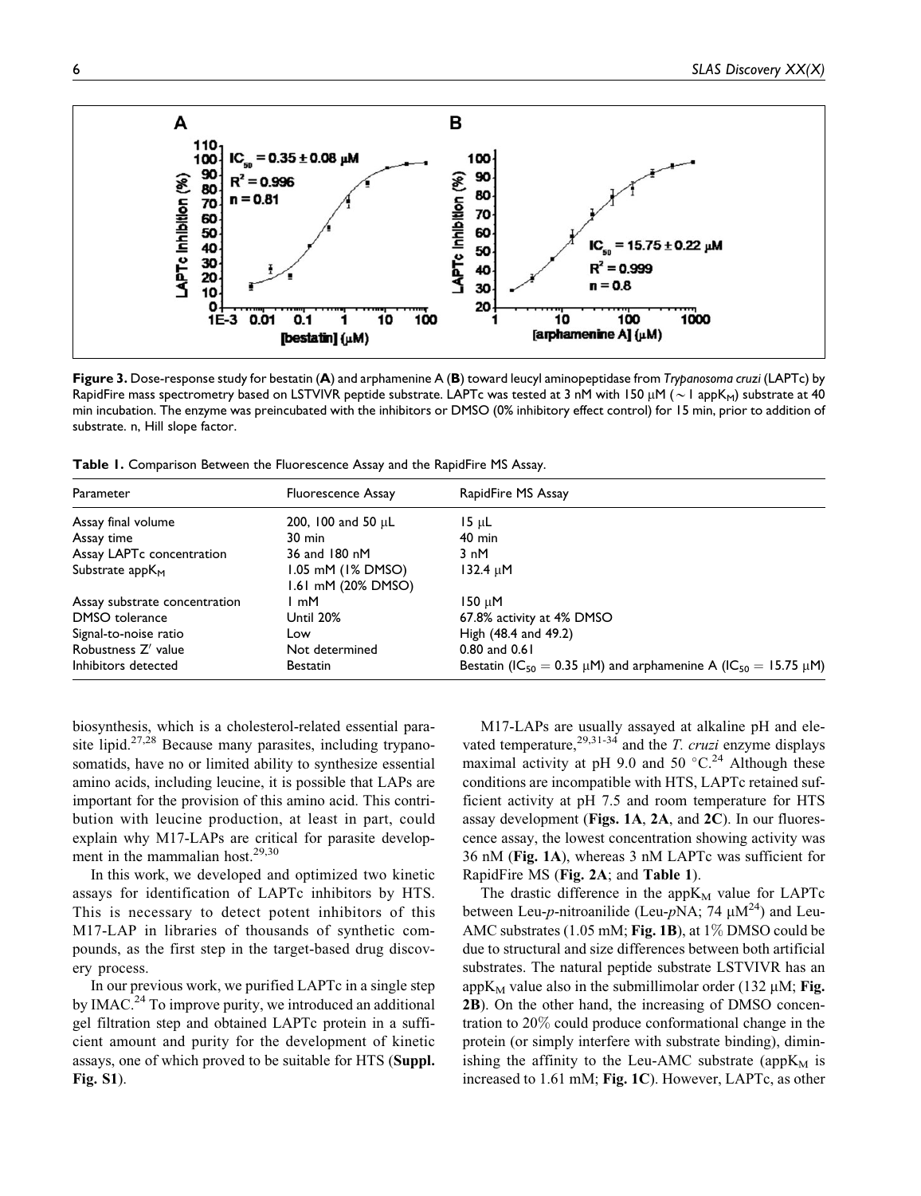**Figure 3.** Dose-response study for bestatin (**A**) and arphamenine A (**B**) toward leucyl aminopeptidase from *Trypanosoma cruzi* (LAPTc) by RapidFire mass spectrometry based on LSTVIVR peptide substrate. LAPTc was tested at 3 nM with 150 μM (~ 1 app$K_M$) substrate at 40 min incubation. The enzyme was preincubated with the inhibitors or DMSO (0% inhibitory effect control) for 15 min, prior to addition of substrate. n, Hill slope factor.

**Table 1.** Comparison Between the Fluorescence Assay and the RapidFire MS Assay.

| Parameter | Fluorescence Assay | RapidFire MS Assay |
|---|---|---|
| Assay final volume | 200, 100 and 50 μL | 15 μL |
| Assay time | 30 min | 40 min |
| Assay LAPTc concentration | 36 and 180 nM | 3 nM |
| Substrate app$K_M$ | 1.05 mM (1% DMSO) 1.61 mM (20% DMSO) | 132.4 μM |
| Assay substrate concentration | 1 mM | 150 μM |
| DMSO tolerance | Until 20% | 67.8% activity at 4% DMSO |
| Signal-to-noise ratio | Low | High (48.4 and 49.2) |
| Robustness Z′ value | Not determined | 0.80 and 0.61 |
| Inhibitors detected | Bestatin | Bestatin ($IC_{50}$ = 0.35 μM) and arphamenine A ($IC_{50}$ = 15.75 μM) |

biosynthesis, which is a cholesterol-related essential parasite lipid.[27,28] Because many parasites, including trypanosomatids, have no or limited ability to synthesize essential amino acids, including leucine, it is possible that LAPs are important for the provision of this amino acid. This contribution with leucine production, at least in part, could explain why M17-LAPs are critical for parasite development in the mammalian host.[29,30]

In this work, we developed and optimized two kinetic assays for identification of LAPTc inhibitors by HTS. This is necessary to detect potent inhibitors of this M17-LAP in libraries of thousands of synthetic compounds, as the first step in the target-based drug discovery process.

In our previous work, we purified LAPTc in a single step by IMAC.[24] To improve purity, we introduced an additional gel filtration step and obtained LAPTc protein in a sufficient amount and purity for the development of kinetic assays, one of which proved to be suitable for HTS (**Suppl. Fig. S1**).

M17-LAPs are usually assayed at alkaline pH and elevated temperature,[29,31-34] and the *T. cruzi* enzyme displays maximal activity at pH 9.0 and 50 °C.[24] Although these conditions are incompatible with HTS, LAPTc retained sufficient activity at pH 7.5 and room temperature for HTS assay development (**Figs. 1A**, **2A**, and **2C**). In our fluorescence assay, the lowest concentration showing activity was 36 nM (**Fig. 1A**), whereas 3 nM LAPTc was sufficient for RapidFire MS (**Fig. 2A**; and **Table 1**).

The drastic difference in the app$K_M$ value for LAPTc between Leu-*p*-nitroanilide (Leu-*p*NA; 74 μM[24]) and Leu-AMC substrates (1.05 mM; **Fig. 1B**), at 1% DMSO could be due to structural and size differences between both artificial substrates. The natural peptide substrate LSTVIVR has an app$K_M$ value also in the submillimolar order (132 μM; **Fig. 2B**). On the other hand, the increasing of DMSO concentration to 20% could produce conformational change in the protein (or simply interfere with substrate binding), diminishing the affinity to the Leu-AMC substrate (app$K_M$ is increased to 1.61 mM; **Fig. 1C**). However, LAPTc, as other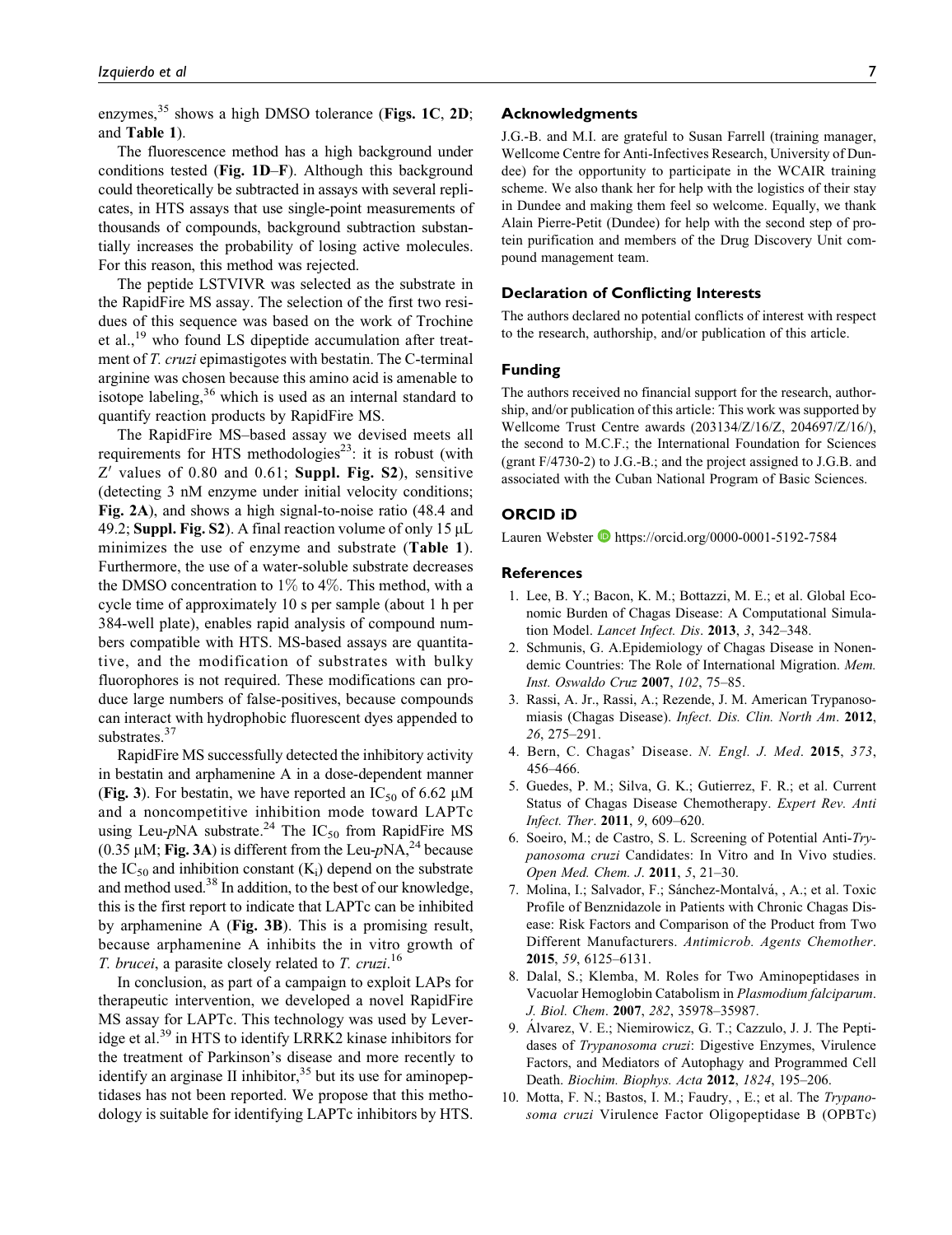enzymes,[35] shows a high DMSO tolerance (**Figs. 1C**, **2D**; and **Table 1**).

The fluorescence method has a high background under conditions tested (**Fig. 1D–F**). Although this background could theoretically be subtracted in assays with several replicates, in HTS assays that use single-point measurements of thousands of compounds, background subtraction substantially increases the probability of losing active molecules. For this reason, this method was rejected.

The peptide LSTVIVR was selected as the substrate in the RapidFire MS assay. The selection of the first two residues of this sequence was based on the work of Trochine et al.,[19] who found LS dipeptide accumulation after treatment of *T. cruzi* epimastigotes with bestatin. The C-terminal arginine was chosen because this amino acid is amenable to isotope labeling,[36] which is used as an internal standard to quantify reaction products by RapidFire MS.

The RapidFire MS–based assay we devised meets all requirements for HTS methodologies[23]: it is robust (with $Z'$ values of 0.80 and 0.61; **Suppl. Fig. S2**), sensitive (detecting 3 nM enzyme under initial velocity conditions; **Fig. 2A**), and shows a high signal-to-noise ratio (48.4 and 49.2; **Suppl. Fig. S2**). A final reaction volume of only 15 μL minimizes the use of enzyme and substrate (**Table 1**). Furthermore, the use of a water-soluble substrate decreases the DMSO concentration to 1% to 4%. This method, with a cycle time of approximately 10 s per sample (about 1 h per 384-well plate), enables rapid analysis of compound numbers compatible with HTS. MS-based assays are quantitative, and the modification of substrates with bulky fluorophores is not required. These modifications can produce large numbers of false-positives, because compounds can interact with hydrophobic fluorescent dyes appended to substrates.[37]

RapidFire MS successfully detected the inhibitory activity in bestatin and arphamenine A in a dose-dependent manner (**Fig. 3**). For bestatin, we have reported an $IC_{50}$ of 6.62 μM and a noncompetitive inhibition mode toward LAPTc using Leu-*p*NA substrate.[24] The $IC_{50}$ from RapidFire MS (0.35 μM; **Fig. 3A**) is different from the Leu-*p*NA,[24] because the $IC_{50}$ and inhibition constant ($K_i$) depend on the substrate and method used.[38] In addition, to the best of our knowledge, this is the first report to indicate that LAPTc can be inhibited by arphamenine A (**Fig. 3B**). This is a promising result, because arphamenine A inhibits the in vitro growth of *T. brucei*, a parasite closely related to *T. cruzi*.[16]

In conclusion, as part of a campaign to exploit LAPs for therapeutic intervention, we developed a novel RapidFire MS assay for LAPTc. This technology was used by Leveridge et al.[39] in HTS to identify LRRK2 kinase inhibitors for the treatment of Parkinson's disease and more recently to identify an arginase II inhibitor,[35] but its use for aminopeptidases has not been reported. We propose that this methodology is suitable for identifying LAPTc inhibitors by HTS.

## Acknowledgments

J.G.-B. and M.I. are grateful to Susan Farrell (training manager, Wellcome Centre for Anti-Infectives Research, University of Dundee) for the opportunity to participate in the WCAIR training scheme. We also thank her for help with the logistics of their stay in Dundee and making them feel so welcome. Equally, we thank Alain Pierre-Petit (Dundee) for help with the second step of protein purification and members of the Drug Discovery Unit compound management team.

## Declaration of Conflicting Interests

The authors declared no potential conflicts of interest with respect to the research, authorship, and/or publication of this article.

## Funding

The authors received no financial support for the research, authorship, and/or publication of this article: This work was supported by Wellcome Trust Centre awards (203134/Z/16/Z, 204697/Z/16/), the second to M.C.F.; the International Foundation for Sciences (grant F/4730-2) to J.G.-B.; and the project assigned to J.G.B. and associated with the Cuban National Program of Basic Sciences.

## ORCID iD

Lauren Webster https://orcid.org/0000-0001-5192-7584

## References

1. Lee, B. Y.; Bacon, K. M.; Bottazzi, M. E.; et al. Global Economic Burden of Chagas Disease: A Computational Simulation Model. *Lancet Infect. Dis*. **2013**, *3*, 342–348.
2. Schmunis, G. A.Epidemiology of Chagas Disease in Nonendemic Countries: The Role of International Migration. *Mem. Inst. Oswaldo Cruz* **2007**, *102*, 75–85.
3. Rassi, A. Jr., Rassi, A.; Rezende, J. M. American Trypanosomiasis (Chagas Disease). *Infect. Dis. Clin. North Am*. **2012**, *26*, 275–291.
4. Bern, C. Chagas' Disease. *N. Engl. J. Med*. **2015**, *373*, 456–466.
5. Guedes, P. M.; Silva, G. K.; Gutierrez, F. R.; et al. Current Status of Chagas Disease Chemotherapy. *Expert Rev. Anti Infect. Ther*. **2011**, *9*, 609–620.
6. Soeiro, M.; de Castro, S. L. Screening of Potential Anti-*Trypanosoma cruzi* Candidates: In Vitro and In Vivo studies. *Open Med. Chem. J*. **2011**, *5*, 21–30.
7. Molina, I.; Salvador, F.; Sánchez-Montalvá, , A.; et al. Toxic Profile of Benznidazole in Patients with Chronic Chagas Disease: Risk Factors and Comparison of the Product from Two Different Manufacturers. *Antimicrob. Agents Chemother*. **2015**, *59*, 6125–6131.
8. Dalal, S.; Klemba, M. Roles for Two Aminopeptidases in Vacuolar Hemoglobin Catabolism in *Plasmodium falciparum*. *J. Biol. Chem*. **2007**, *282*, 35978–35987.
9. Álvarez, V. E.; Niemirowicz, G. T.; Cazzulo, J. J. The Peptidases of *Trypanosoma cruzi*: Digestive Enzymes, Virulence Factors, and Mediators of Autophagy and Programmed Cell Death. *Biochim. Biophys. Acta* **2012**, *1824*, 195–206.
10. Motta, F. N.; Bastos, I. M.; Faudry, , E.; et al. The *Trypanosoma cruzi* Virulence Factor Oligopeptidase B (OPBTc)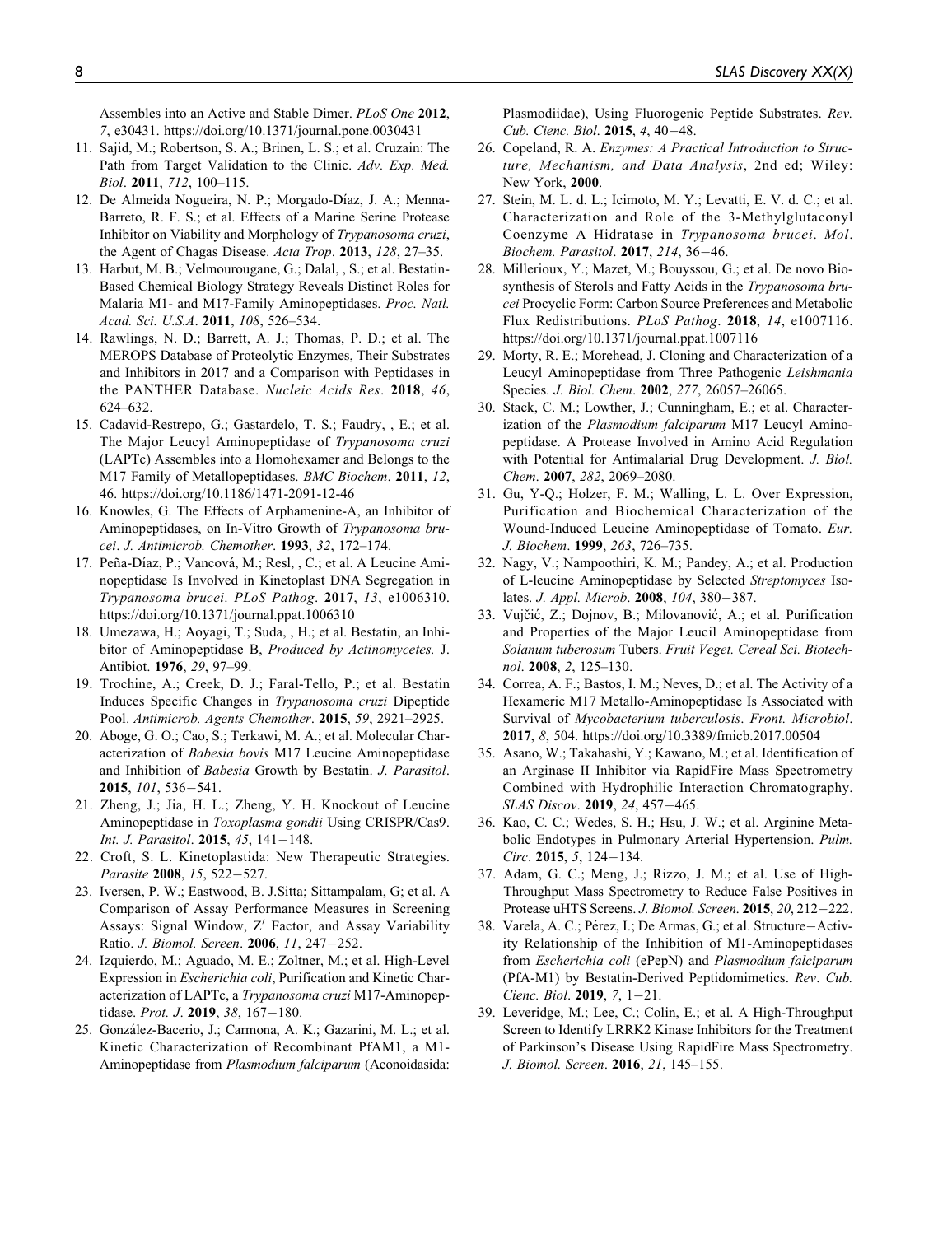Assembles into an Active and Stable Dimer. *PLoS One* **2012**, *7*, e30431. https://doi.org/10.1371/journal.pone.0030431

11. Sajid, M.; Robertson, S. A.; Brinen, L. S.; et al. Cruzain: The Path from Target Validation to the Clinic. *Adv. Exp. Med. Biol*. **2011**, *712*, 100–115.
12. De Almeida Nogueira, N. P.; Morgado-Díaz, J. A.; Menna-Barreto, R. F. S.; et al. Effects of a Marine Serine Protease Inhibitor on Viability and Morphology of *Trypanosoma cruzi*, the Agent of Chagas Disease. *Acta Trop*. **2013**, *128*, 27–35.
13. Harbut, M. B.; Velmourougane, G.; Dalal, , S.; et al. Bestatin-Based Chemical Biology Strategy Reveals Distinct Roles for Malaria M1- and M17-Family Aminopeptidases. *Proc. Natl. Acad. Sci. U.S.A*. **2011**, *108*, 526–534.
14. Rawlings, N. D.; Barrett, A. J.; Thomas, P. D.; et al. The MEROPS Database of Proteolytic Enzymes, Their Substrates and Inhibitors in 2017 and a Comparison with Peptidases in the PANTHER Database. *Nucleic Acids Res*. **2018**, *46*, 624–632.
15. Cadavid-Restrepo, G.; Gastardelo, T. S.; Faudry, , E.; et al. The Major Leucyl Aminopeptidase of *Trypanosoma cruzi* (LAPTc) Assembles into a Homohexamer and Belongs to the M17 Family of Metallopeptidases. *BMC Biochem*. **2011**, *12*, 46. https://doi.org/10.1186/1471-2091-12-46
16. Knowles, G. The Effects of Arphamenine-A, an Inhibitor of Aminopeptidases, on In-Vitro Growth of *Trypanosoma brucei*. *J. Antimicrob. Chemother*. **1993**, *32*, 172–174.
17. Peña-Díaz, P.; Vancová, M.; Resl, , C.; et al. A Leucine Aminopeptidase Is Involved in Kinetoplast DNA Segregation in *Trypanosoma brucei*. *PLoS Pathog*. **2017**, *13*, e1006310. https://doi.org/10.1371/journal.ppat.1006310
18. Umezawa, H.; Aoyagi, T.; Suda, , H.; et al. Bestatin, an Inhibitor of Aminopeptidase B, *Produced by Actinomycetes.* J. Antibiot. **1976**, *29*, 97–99.
19. Trochine, A.; Creek, D. J.; Faral-Tello, P.; et al. Bestatin Induces Specific Changes in *Trypanosoma cruzi* Dipeptide Pool. *Antimicrob. Agents Chemother*. **2015**, *59*, 2921–2925.
20. Aboge, G. O.; Cao, S.; Terkawi, M. A.; et al. Molecular Characterization of *Babesia bovis* M17 Leucine Aminopeptidase and Inhibition of *Babesia* Growth by Bestatin. *J. Parasitol*. **2015**, *101*, 536−541.
21. Zheng, J.; Jia, H. L.; Zheng, Y. H. Knockout of Leucine Aminopeptidase in *Toxoplasma gondii* Using CRISPR/Cas9. *Int. J. Parasitol*. **2015**, *45*, 141−148.
22. Croft, S. L. Kinetoplastida: New Therapeutic Strategies. *Parasite* **2008**, *15*, 522−527.
23. Iversen, P. W.; Eastwood, B. J.Sitta; Sittampalam, G; et al. A Comparison of Assay Performance Measures in Screening Assays: Signal Window, Z′ Factor, and Assay Variability Ratio. *J. Biomol. Screen*. **2006**, *11*, 247−252.
24. Izquierdo, M.; Aguado, M. E.; Zoltner, M.; et al. High-Level Expression in *Escherichia coli*, Purification and Kinetic Characterization of LAPTc, a *Trypanosoma cruzi* M17-Aminopeptidase. *Prot. J*. **2019**, *38*, 167−180.
25. González-Bacerio, J.; Carmona, A. K.; Gazarini, M. L.; et al. Kinetic Characterization of Recombinant PfAM1, a M1-Aminopeptidase from *Plasmodium falciparum* (Aconoidasida: Plasmodiidae), Using Fluorogenic Peptide Substrates. *Rev. Cub. Cienc. Biol*. **2015**, *4*, 40−48.
26. Copeland, R. A. *Enzymes: A Practical Introduction to Structure, Mechanism, and Data Analysis*, 2nd ed; Wiley: New York, **2000**.
27. Stein, M. L. d. L.; Icimoto, M. Y.; Levatti, E. V. d. C.; et al. Characterization and Role of the 3-Methylglutaconyl Coenzyme A Hidratase in *Trypanosoma brucei*. *Mol. Biochem. Parasitol*. **2017**, *214*, 36−46.
28. Millerioux, Y.; Mazet, M.; Bouyssou, G.; et al. De novo Biosynthesis of Sterols and Fatty Acids in the *Trypanosoma brucei* Procyclic Form: Carbon Source Preferences and Metabolic Flux Redistributions. *PLoS Pathog*. **2018**, *14*, e1007116. https://doi.org/10.1371/journal.ppat.1007116
29. Morty, R. E.; Morehead, J. Cloning and Characterization of a Leucyl Aminopeptidase from Three Pathogenic *Leishmania* Species. *J. Biol. Chem*. **2002**, *277*, 26057–26065.
30. Stack, C. M.; Lowther, J.; Cunningham, E.; et al. Characterization of the *Plasmodium falciparum* M17 Leucyl Aminopeptidase. A Protease Involved in Amino Acid Regulation with Potential for Antimalarial Drug Development. *J. Biol. Chem*. **2007**, *282*, 2069–2080.
31. Gu, Y-Q.; Holzer, F. M.; Walling, L. L. Over Expression, Purification and Biochemical Characterization of the Wound-Induced Leucine Aminopeptidase of Tomato. *Eur. J. Biochem*. **1999**, *263*, 726–735.
32. Nagy, V.; Nampoothiri, K. M.; Pandey, A.; et al. Production of L-leucine Aminopeptidase by Selected *Streptomyces* Isolates. *J. Appl. Microb*. **2008**, *104*, 380−387.
33. Vujčić, Z.; Dojnov, B.; Milovanović, A.; et al. Purification and Properties of the Major Leucil Aminopeptidase from *Solanum tuberosum* Tubers. *Fruit Veget. Cereal Sci. Biotechnol*. **2008**, *2*, 125–130.
34. Correa, A. F.; Bastos, I. M.; Neves, D.; et al. The Activity of a Hexameric M17 Metallo-Aminopeptidase Is Associated with Survival of *Mycobacterium tuberculosis*. *Front. Microbiol*. **2017**, *8*, 504. https://doi.org/10.3389/fmicb.2017.00504
35. Asano, W.; Takahashi, Y.; Kawano, M.; et al. Identification of an Arginase II Inhibitor via RapidFire Mass Spectrometry Combined with Hydrophilic Interaction Chromatography. *SLAS Discov*. **2019**, *24*, 457−465.
36. Kao, C. C.; Wedes, S. H.; Hsu, J. W.; et al. Arginine Metabolic Endotypes in Pulmonary Arterial Hypertension. *Pulm. Circ*. **2015**, *5*, 124−134.
37. Adam, G. C.; Meng, J.; Rizzo, J. M.; et al. Use of High-Throughput Mass Spectrometry to Reduce False Positives in Protease uHTS Screens. *J. Biomol. Screen*. **2015**, *20*, 212−222.
38. Varela, A. C.; Pérez, I.; De Armas, G.; et al. Structure−Activity Relationship of the Inhibition of M1-Aminopeptidases from *Escherichia coli* (ePepN) and *Plasmodium falciparum* (PfA-M1) by Bestatin-Derived Peptidomimetics. *Rev*. *Cub. Cienc. Biol*. **2019**, *7*, 1−21.
39. Leveridge, M.; Lee, C.; Colin, E.; et al. A High-Throughput Screen to Identify LRRK2 Kinase Inhibitors for the Treatment of Parkinson's Disease Using RapidFire Mass Spectrometry. *J. Biomol. Screen*. **2016**, *21*, 145–155.